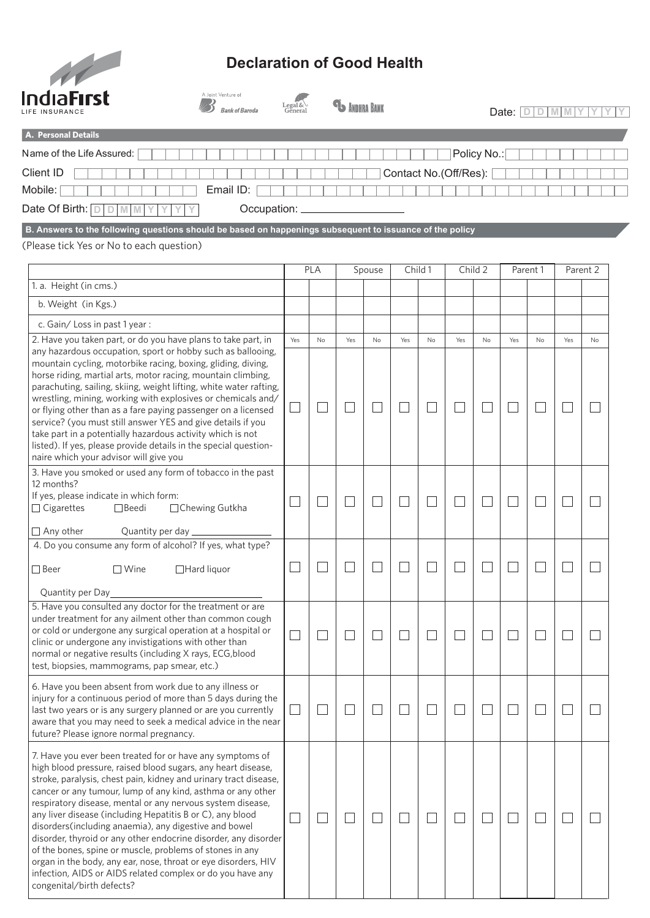IndiaFirst LIFE INSURANCE

A Joint Venture of Bank of Baroda, Legal & General, Andhra Bank

# Declaration of Good Health

Date: D D M M Y Y Y Y

## A. Personal Details

Name of the Life Assured: ____________ Policy No.: ____________

Client ID ____________ Contact No.(Off/Res): ____________

Mobile: ____________ Email ID: ____________

Date Of Birth: D D M M Y Y Y Y Occupation: ____________

## B. Answers to the following questions should be based on happenings subsequent to issuance of the policy

(Please tick Yes or No to each question)

| | PLA | | Spouse | | Child 1 | | Child 2 | | Parent 1 | | Parent 2 | |
|---|---|---|---|---|---|---|---|---|---|---|---|---|
| 1. a. Height (in cms.) | | | | | | | | | | | | |
| b. Weight (in Kgs.) | | | | | | | | | | | | |
| c. Gain/ Loss in past 1 year : | | | | | | | | | | | | |
| | Yes | No | Yes | No | Yes | No | Yes | No | Yes | No | Yes | No |
| 2. Have you taken part, or do you have plans to take part, in any hazardous occupation, sport or hobby such as ballooing, mountain cycling, motorbike racing, boxing, gliding, diving, horse riding, martial arts, motor racing, mountain climbing, parachuting, sailing, skiing, weight lifting, white water rafting, wrestling, mining, working with explosives or chemicals and/ or flying other than as a fare paying passenger on a licensed service? (you must still answer YES and give details if you take part in a potentially hazardous activity which is not listed). If yes, please provide details in the special question-naire which your advisor will give you | ☐ | ☐ | ☐ | ☐ | ☐ | ☐ | ☐ | ☐ | ☐ | ☐ | ☐ | ☐ |
| 3. Have you smoked or used any form of tobacco in the past 12 months? If yes, please indicate in which form: ☐ Cigarettes ☐ Beedi ☐ Chewing Gutkha ☐ Any other Quantity per day ______ | ☐ | ☐ | ☐ | ☐ | ☐ | ☐ | ☐ | ☐ | ☐ | ☐ | ☐ | ☐ |
| 4. Do you consume any form of alcohol? If yes, what type? ☐ Beer ☐ Wine ☐ Hard liquor Quantity per Day______ | ☐ | ☐ | ☐ | ☐ | ☐ | ☐ | ☐ | ☐ | ☐ | ☐ | ☐ | ☐ |
| 5. Have you consulted any doctor for the treatment or are under treatment for any ailment other than common cough or cold or undergone any surgical operation at a hospital or clinic or undergone any invistigations with other than normal or negative results (including X rays, ECG,blood test, biopsies, mammograms, pap smear, etc.) | ☐ | ☐ | ☐ | ☐ | ☐ | ☐ | ☐ | ☐ | ☐ | ☐ | ☐ | ☐ |
| 6. Have you been absent from work due to any illness or injury for a continuous period of more than 5 days during the last two years or is any surgery planned or are you currently aware that you may need to seek a medical advice in the near future? Please ignore normal pregnancy. | ☐ | ☐ | ☐ | ☐ | ☐ | ☐ | ☐ | ☐ | ☐ | ☐ | ☐ | ☐ |
| 7. Have you ever been treated for or have any symptoms of high blood pressure, raised blood sugars, any heart disease, stroke, paralysis, chest pain, kidney and urinary tract disease, cancer or any tumour, lump of any kind, asthma or any other respiratory disease, mental or any nervous system disease, any liver disease (including Hepatitis B or C), any blood disorders(including anaemia), any digestive and bowel disorder, thyroid or any other endocrine disorder, any disorder of the bones, spine or muscle, problems of stones in any organ in the body, any ear, nose, throat or eye disorders, HIV infection, AIDS or AIDS related complex or do you have any congenital/birth defects? | ☐ | ☐ | ☐ | ☐ | ☐ | ☐ | ☐ | ☐ | ☐ | ☐ | ☐ | ☐ |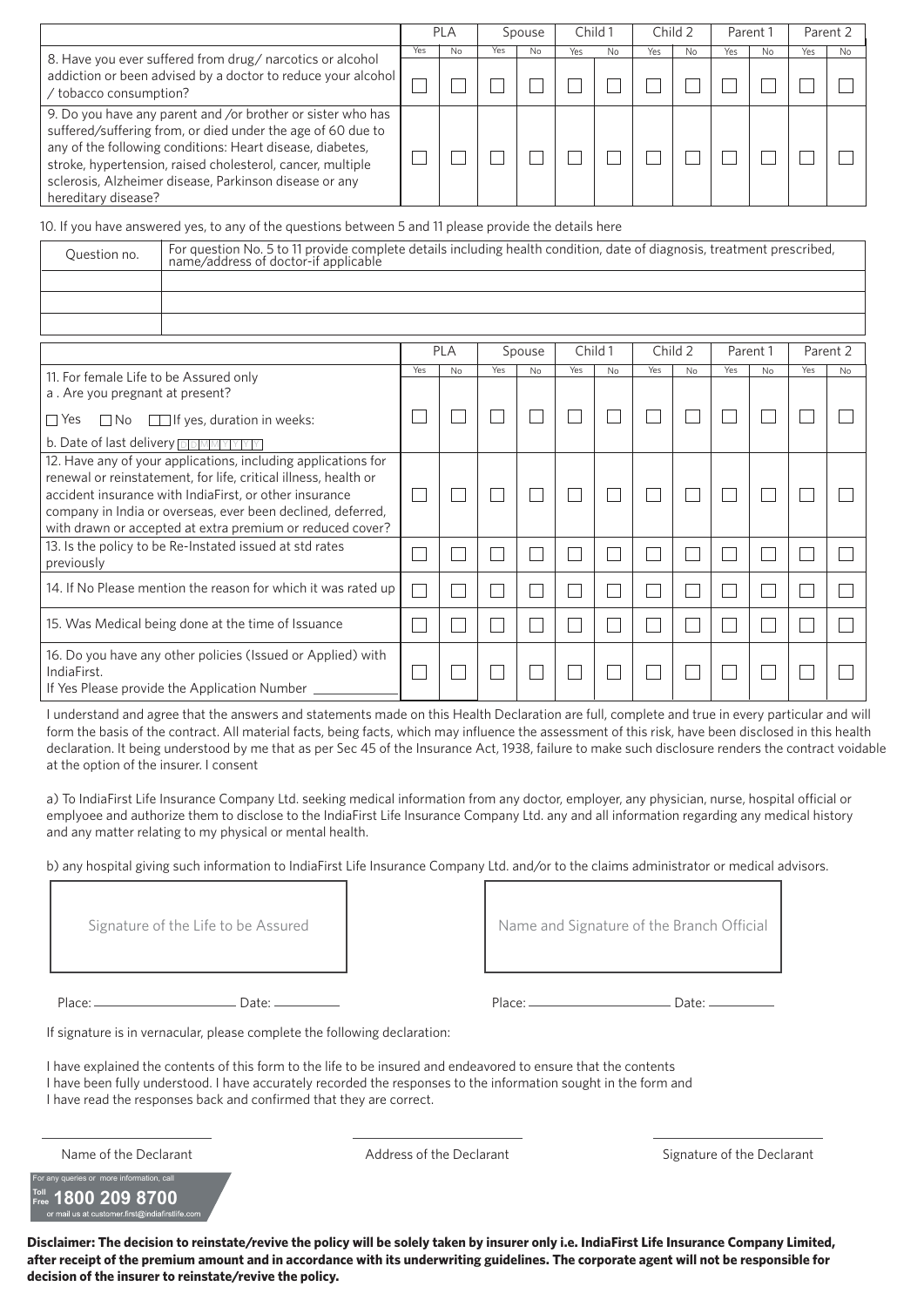| | PLA | | Spouse | | Child 1 | | Child 2 | | Parent 1 | | Parent 2 | |
|---|---|---|---|---|---|---|---|---|---|---|---|---|
| | Yes | No | Yes | No | Yes | No | Yes | No | Yes | No | Yes | No |
| 8. Have you ever suffered from drug/ narcotics or alcohol addiction or been advised by a doctor to reduce your alcohol / tobacco consumption? | ☐ | ☐ | ☐ | ☐ | ☐ | ☐ | ☐ | ☐ | ☐ | ☐ | ☐ | ☐ |
| 9. Do you have any parent and /or brother or sister who has suffered/suffering from, or died under the age of 60 due to any of the following conditions: Heart disease, diabetes, stroke, hypertension, raised cholesterol, cancer, multiple sclerosis, Alzheimer disease, Parkinson disease or any hereditary disease? | ☐ | ☐ | ☐ | ☐ | ☐ | ☐ | ☐ | ☐ | ☐ | ☐ | ☐ | ☐ |

10. If you have answered yes, to any of the questions between 5 and 11 please provide the details here

| Question no. | For question No. 5 to 11 provide complete details including health condition, date of diagnosis, treatment prescribed, name/address of doctor-if applicable |
|---|---|
| | |
| | |
| | |

| | PLA | | Spouse | | Child 1 | | Child 2 | | Parent 1 | | Parent 2 | |
|---|---|---|---|---|---|---|---|---|---|---|---|---|
| | Yes | No | Yes | No | Yes | No | Yes | No | Yes | No | Yes | No |
| 11. For female Life to be Assured only<br>a . Are you pregnant at present?<br>☐ Yes ☐ No ☐ If yes, duration in weeks:<br>b. Date of last delivery D D M M Y Y Y Y | ☐ | ☐ | ☐ | ☐ | ☐ | ☐ | ☐ | ☐ | ☐ | ☐ | ☐ | ☐ |
| 12. Have any of your applications, including applications for renewal or reinstatement, for life, critical illness, health or accident insurance with IndiaFirst, or other insurance company in India or overseas, ever been declined, deferred, with drawn or accepted at extra premium or reduced cover? | ☐ | ☐ | ☐ | ☐ | ☐ | ☐ | ☐ | ☐ | ☐ | ☐ | ☐ | ☐ |
| 13. Is the policy to be Re-Instated issued at std rates previously | ☐ | ☐ | ☐ | ☐ | ☐ | ☐ | ☐ | ☐ | ☐ | ☐ | ☐ | ☐ |
| 14. If No Please mention the reason for which it was rated up | ☐ | ☐ | ☐ | ☐ | ☐ | ☐ | ☐ | ☐ | ☐ | ☐ | ☐ | ☐ |
| 15. Was Medical being done at the time of Issuance | ☐ | ☐ | ☐ | ☐ | ☐ | ☐ | ☐ | ☐ | ☐ | ☐ | ☐ | ☐ |
| 16. Do you have any other policies (Issued or Applied) with IndiaFirst.<br>If Yes Please provide the Application Number ________ | ☐ | ☐ | ☐ | ☐ | ☐ | ☐ | ☐ | ☐ | ☐ | ☐ | ☐ | ☐ |

I understand and agree that the answers and statements made on this Health Declaration are full, complete and true in every particular and will form the basis of the contract. All material facts, being facts, which may influence the assessment of this risk, have been disclosed in this health declaration. It being understood by me that as per Sec 45 of the Insurance Act, 1938, failure to make such disclosure renders the contract voidable at the option of the insurer. I consent

a) To IndiaFirst Life Insurance Company Ltd. seeking medical information from any doctor, employer, any physician, nurse, hospital official or emplyoee and authorize them to disclose to the IndiaFirst Life Insurance Company Ltd. any and all information regarding any medical history and any matter relating to my physical or mental health.

b) any hospital giving such information to IndiaFirst Life Insurance Company Ltd. and/or to the claims administrator or medical advisors.

Signature of the Life to be Assured

Place: ____________________ Date: __________

Name and Signature of the Branch Official

Place: ____________________ Date: __________

If signature is in vernacular, please complete the following declaration:

I have explained the contents of this form to the life to be insured and endeavored to ensure that the contents
I have been fully understood. I have accurately recorded the responses to the information sought in the form and
I have read the responses back and confirmed that they are correct.

______________________ ______________________ ______________________

Name of the Declarant | Address of the Declarant | Signature of the Declarant

For any queries or more information, call
Toll Free **1800 209 8700**
or mail us at customer.first@indiafirstlife.com

**Disclaimer: The decision to reinstate/revive the policy will be solely taken by insurer only i.e. IndiaFirst Life Insurance Company Limited, after receipt of the premium amount and in accordance with its underwriting guidelines. The corporate agent will not be responsible for decision of the insurer to reinstate/revive the policy.**